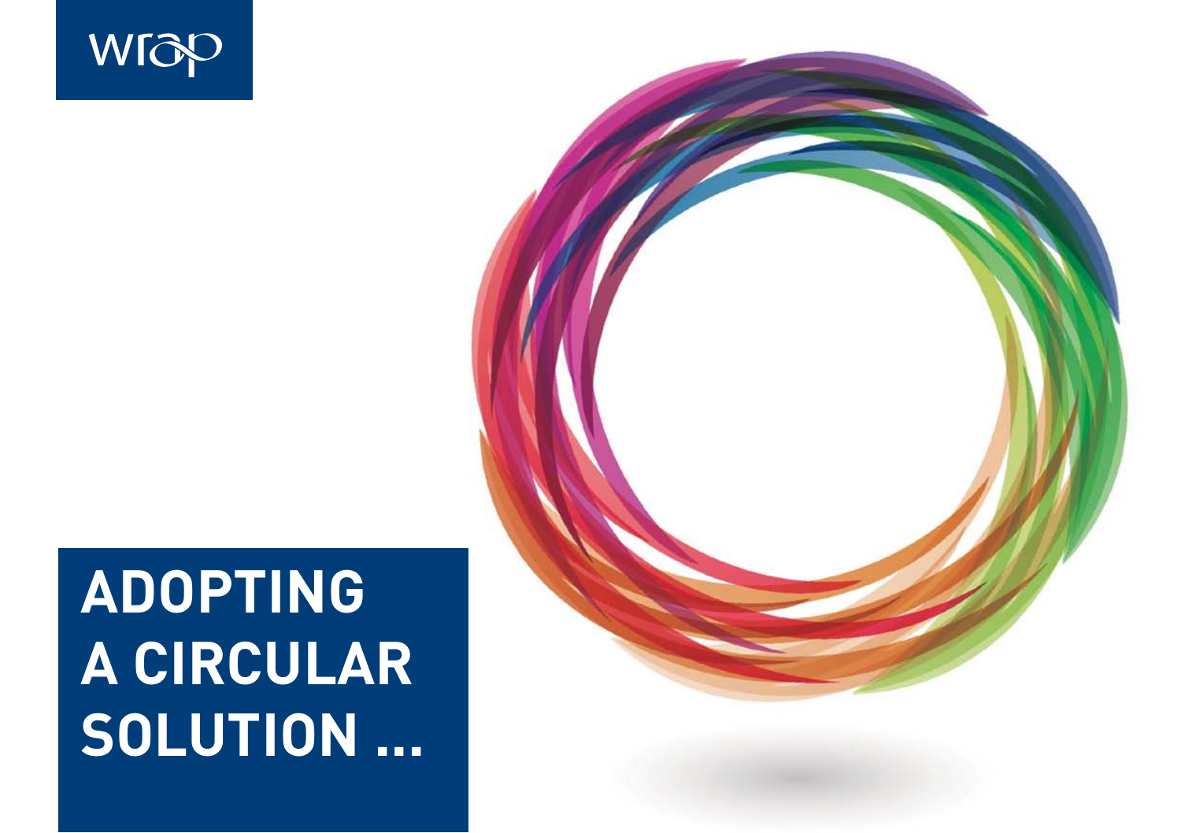wrap

# ADOPTING A CIRCULAR SOLUTION ...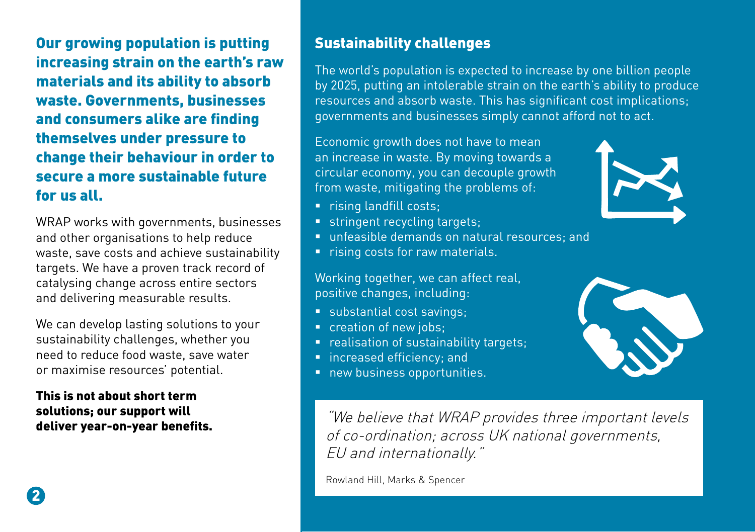**Our growing population is putting increasing strain on the earth's raw materials and its ability to absorb waste. Governments, businesses and consumers alike are finding themselves under pressure to change their behaviour in order to secure a more sustainable future for us all.**

WRAP works with governments, businesses and other organisations to help reduce waste, save costs and achieve sustainability targets. We have a proven track record of catalysing change across entire sectors and delivering measurable results.

We can develop lasting solutions to your sustainability challenges, whether you need to reduce food waste, save water or maximise resources' potential.

**This is not about short term solutions; our support will deliver year-on-year benefits.**

## Sustainability challenges

The world's population is expected to increase by one billion people by 2025, putting an intolerable strain on the earth's ability to produce resources and absorb waste. This has significant cost implications; governments and businesses simply cannot afford not to act.

Economic growth does not have to mean an increase in waste. By moving towards a circular economy, you can decouple growth from waste, mitigating the problems of:

- rising landfill costs;
- stringent recycling targets;
- unfeasible demands on natural resources; and
- rising costs for raw materials.

Working together, we can affect real, positive changes, including:

- substantial cost savings;
- creation of new jobs;
- realisation of sustainability targets;
- increased efficiency; and
- new business opportunities.

*"We believe that WRAP provides three important levels of co-ordination; across UK national governments, EU and internationally."*

Rowland Hill, Marks & Spencer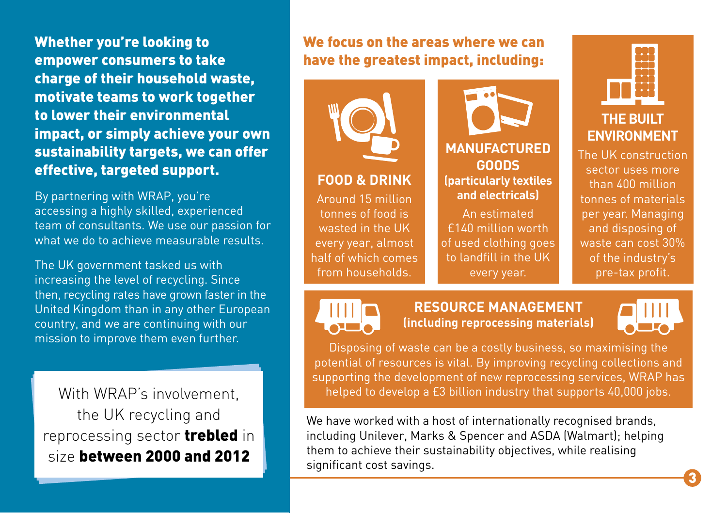**Whether you're looking to empower consumers to take charge of their household waste, motivate teams to work together to lower their environmental impact, or simply achieve your own sustainability targets, we can offer effective, targeted support.**

By partnering with WRAP, you're accessing a highly skilled, experienced team of consultants. We use our passion for what we do to achieve measurable results.

The UK government tasked us with increasing the level of recycling. Since then, recycling rates have grown faster in the United Kingdom than in any other European country, and we are continuing with our mission to improve them even further.

> With WRAP's involvement, the UK recycling and reprocessing sector **trebled** in size **between 2000 and 2012**

## We focus on the areas where we can have the greatest impact, including:

### FOOD & DRINK

Around 15 million tonnes of food is wasted in the UK every year, almost half of which comes from households.

### MANUFACTURED GOODS (particularly textiles and electricals)

An estimated £140 million worth of used clothing goes to landfill in the UK every year.

### THE BUILT ENVIRONMENT

The UK construction sector uses more than 400 million tonnes of materials per year. Managing and disposing of waste can cost 30% of the industry's pre-tax profit.

### RESOURCE MANAGEMENT (including reprocessing materials)

Disposing of waste can be a costly business, so maximising the potential of resources is vital. By improving recycling collections and supporting the development of new reprocessing services, WRAP has helped to develop a £3 billion industry that supports 40,000 jobs.

We have worked with a host of internationally recognised brands, including Unilever, Marks & Spencer and ASDA (Walmart); helping them to achieve their sustainability objectives, while realising significant cost savings.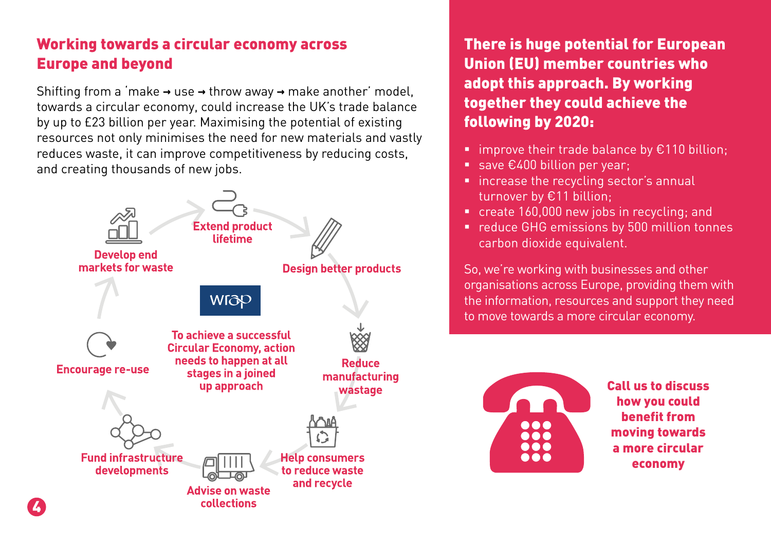## Working towards a circular economy across Europe and beyond

Shifting from a 'make → use → throw away → make another' model, towards a circular economy, could increase the UK's trade balance by up to £23 billion per year. Maximising the potential of existing resources not only minimises the need for new materials and vastly reduces waste, it can improve competitiveness by reducing costs, and creating thousands of new jobs.

Extend product lifetime

Design better products

Reduce manufacturing wastage

Help consumers to reduce waste and recycle

Advise on waste collections

Fund infrastructure developments

Encourage re-use

Develop end markets for waste

WRAP

To achieve a successful Circular Economy, action needs to happen at all stages in a joined up approach

## There is huge potential for European Union (EU) member countries who adopt this approach. By working together they could achieve the following by 2020:

- improve their trade balance by €110 billion;
- save €400 billion per year;
- increase the recycling sector's annual turnover by €11 billion;
- create 160,000 new jobs in recycling; and
- reduce GHG emissions by 500 million tonnes carbon dioxide equivalent.

So, we're working with businesses and other organisations across Europe, providing them with the information, resources and support they need to move towards a more circular economy.

**Call us to discuss how you could benefit from moving towards a more circular economy**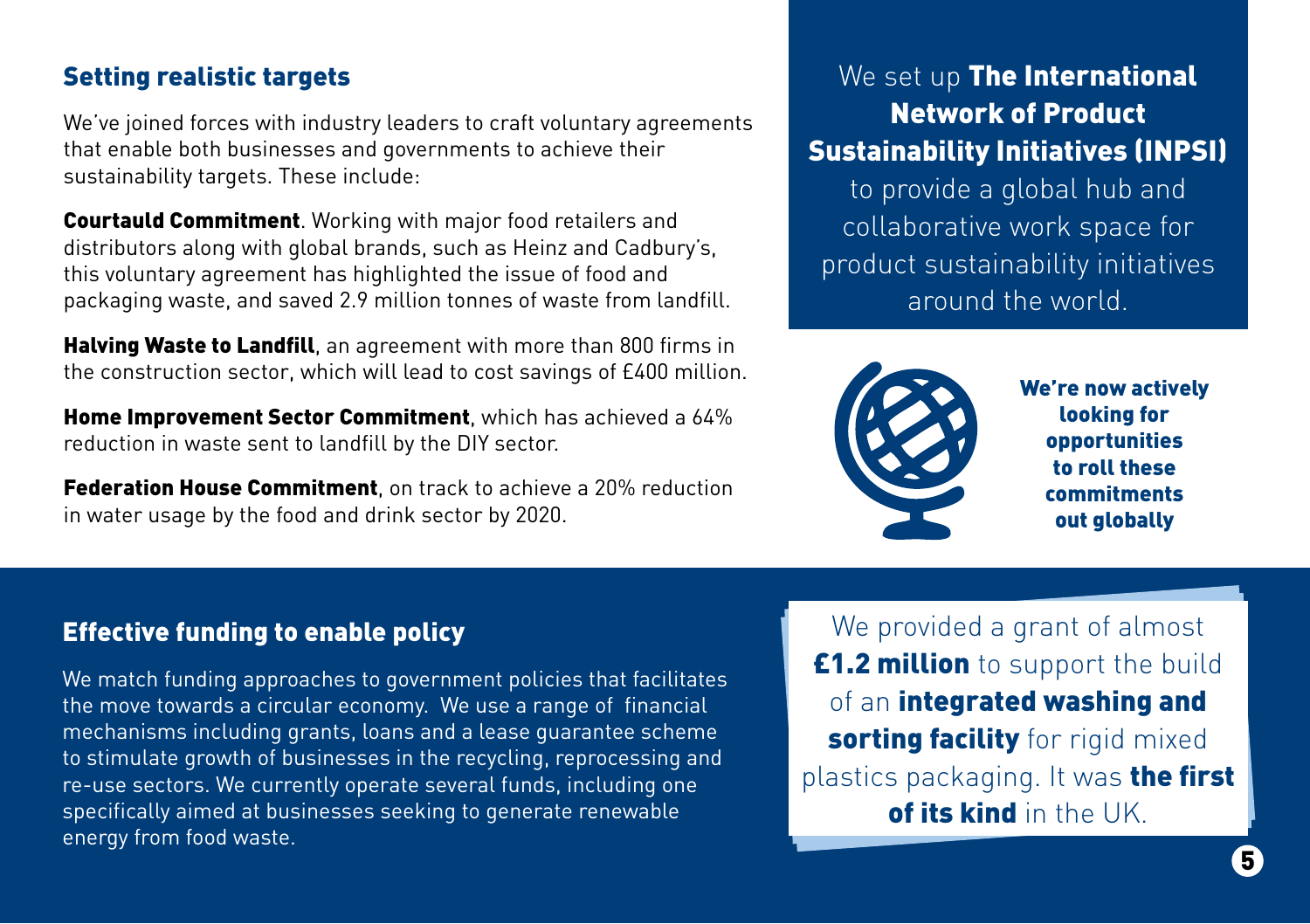## Setting realistic targets

We've joined forces with industry leaders to craft voluntary agreements that enable both businesses and governments to achieve their sustainability targets. These include:

**Courtauld Commitment**. Working with major food retailers and distributors along with global brands, such as Heinz and Cadbury's, this voluntary agreement has highlighted the issue of food and packaging waste, and saved 2.9 million tonnes of waste from landfill.

**Halving Waste to Landfill**, an agreement with more than 800 firms in the construction sector, which will lead to cost savings of £400 million.

**Home Improvement Sector Commitment**, which has achieved a 64% reduction in waste sent to landfill by the DIY sector.

**Federation House Commitment**, on track to achieve a 20% reduction in water usage by the food and drink sector by 2020.

We set up **The International Network of Product Sustainability Initiatives (INPSI)** to provide a global hub and collaborative work space for product sustainability initiatives around the world.

**We're now actively looking for opportunities to roll these commitments out globally**

## Effective funding to enable policy

We match funding approaches to government policies that facilitates the move towards a circular economy. We use a range of financial mechanisms including grants, loans and a lease guarantee scheme to stimulate growth of businesses in the recycling, reprocessing and re-use sectors. We currently operate several funds, including one specifically aimed at businesses seeking to generate renewable energy from food waste.

We provided a grant of almost **£1.2 million** to support the build of an **integrated washing and sorting facility** for rigid mixed plastics packaging. It was **the first of its kind** in the UK.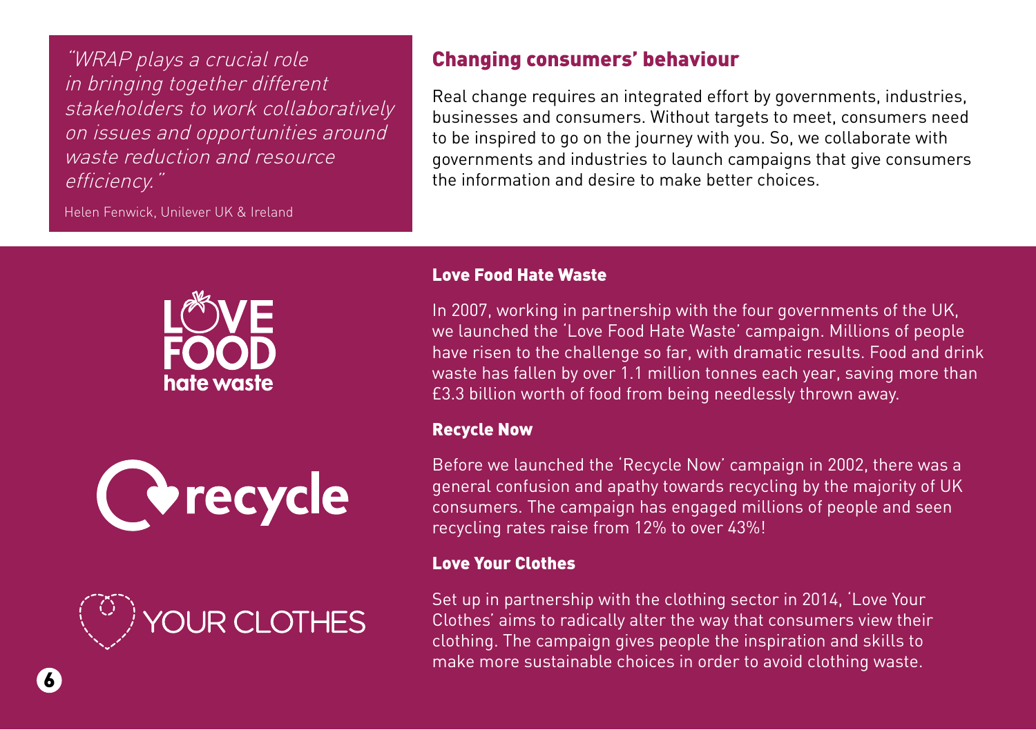> *"WRAP plays a crucial role in bringing together different stakeholders to work collaboratively on issues and opportunities around waste reduction and resource efficiency."*
>
> Helen Fenwick, Unilever UK & Ireland

## Changing consumers' behaviour

Real change requires an integrated effort by governments, industries, businesses and consumers. Without targets to meet, consumers need to be inspired to go on the journey with you. So, we collaborate with governments and industries to launch campaigns that give consumers the information and desire to make better choices.

### Love Food Hate Waste

In 2007, working in partnership with the four governments of the UK, we launched the 'Love Food Hate Waste' campaign. Millions of people have risen to the challenge so far, with dramatic results. Food and drink waste has fallen by over 1.1 million tonnes each year, saving more than £3.3 billion worth of food from being needlessly thrown away.

### Recycle Now

Before we launched the 'Recycle Now' campaign in 2002, there was a general confusion and apathy towards recycling by the majority of UK consumers. The campaign has engaged millions of people and seen recycling rates raise from 12% to over 43%!

### Love Your Clothes

Set up in partnership with the clothing sector in 2014, 'Love Your Clothes' aims to radically alter the way that consumers view their clothing. The campaign gives people the inspiration and skills to make more sustainable choices in order to avoid clothing waste.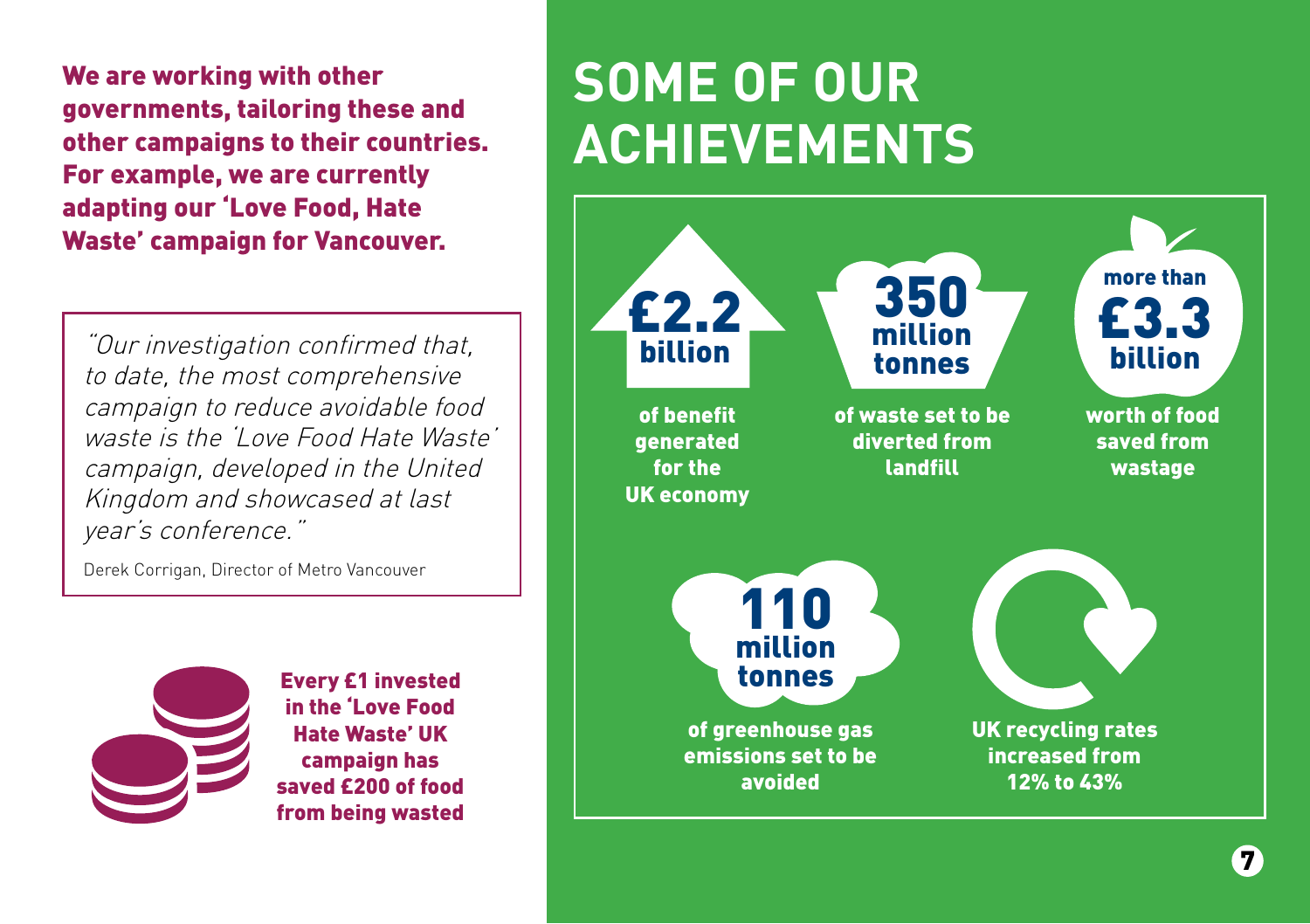**We are working with other governments, tailoring these and other campaigns to their countries. For example, we are currently adapting our 'Love Food, Hate Waste' campaign for Vancouver.**

> *"Our investigation confirmed that, to date, the most comprehensive campaign to reduce avoidable food waste is the 'Love Food Hate Waste' campaign, developed in the United Kingdom and showcased at last year's conference."*
>
> Derek Corrigan, Director of Metro Vancouver

**Every £1 invested in the 'Love Food Hate Waste' UK campaign has saved £200 of food from being wasted**

# SOME OF OUR ACHIEVEMENTS

**£2.2 billion** of benefit generated for the UK economy

**350 million tonnes** of waste set to be diverted from landfill

**more than £3.3 billion** worth of food saved from wastage

**110 million tonnes** of greenhouse gas emissions set to be avoided

**UK recycling rates increased from 12% to 43%**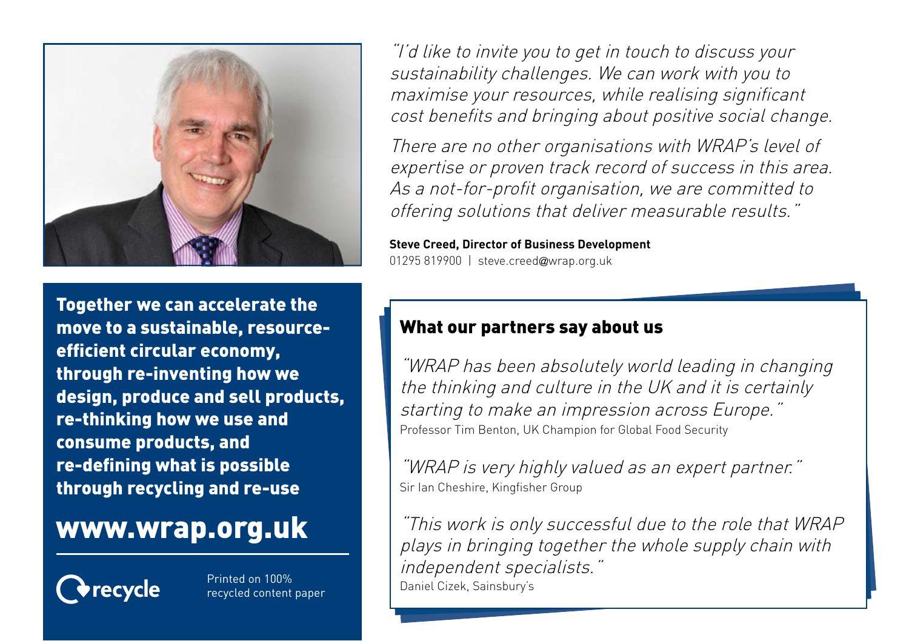*"I'd like to invite you to get in touch to discuss your sustainability challenges. We can work with you to maximise your resources, while realising significant cost benefits and bringing about positive social change.*

*There are no other organisations with WRAP's level of expertise or proven track record of success in this area. As a not-for-profit organisation, we are committed to offering solutions that deliver measurable results."*

**Steve Creed, Director of Business Development**
01295 819900 | steve.creed@wrap.org.uk

**Together we can accelerate the move to a sustainable, resource-efficient circular economy, through re-inventing how we design, produce and sell products, re-thinking how we use and consume products, and re-defining what is possible through recycling and re-use**

## www.wrap.org.uk

recycle

Printed on 100% recycled content paper

## What our partners say about us

*"WRAP has been absolutely world leading in changing the thinking and culture in the UK and it is certainly starting to make an impression across Europe."*
Professor Tim Benton, UK Champion for Global Food Security

*"WRAP is very highly valued as an expert partner."*
Sir Ian Cheshire, Kingfisher Group

*"This work is only successful due to the role that WRAP plays in bringing together the whole supply chain with independent specialists."*
Daniel Cizek, Sainsbury's